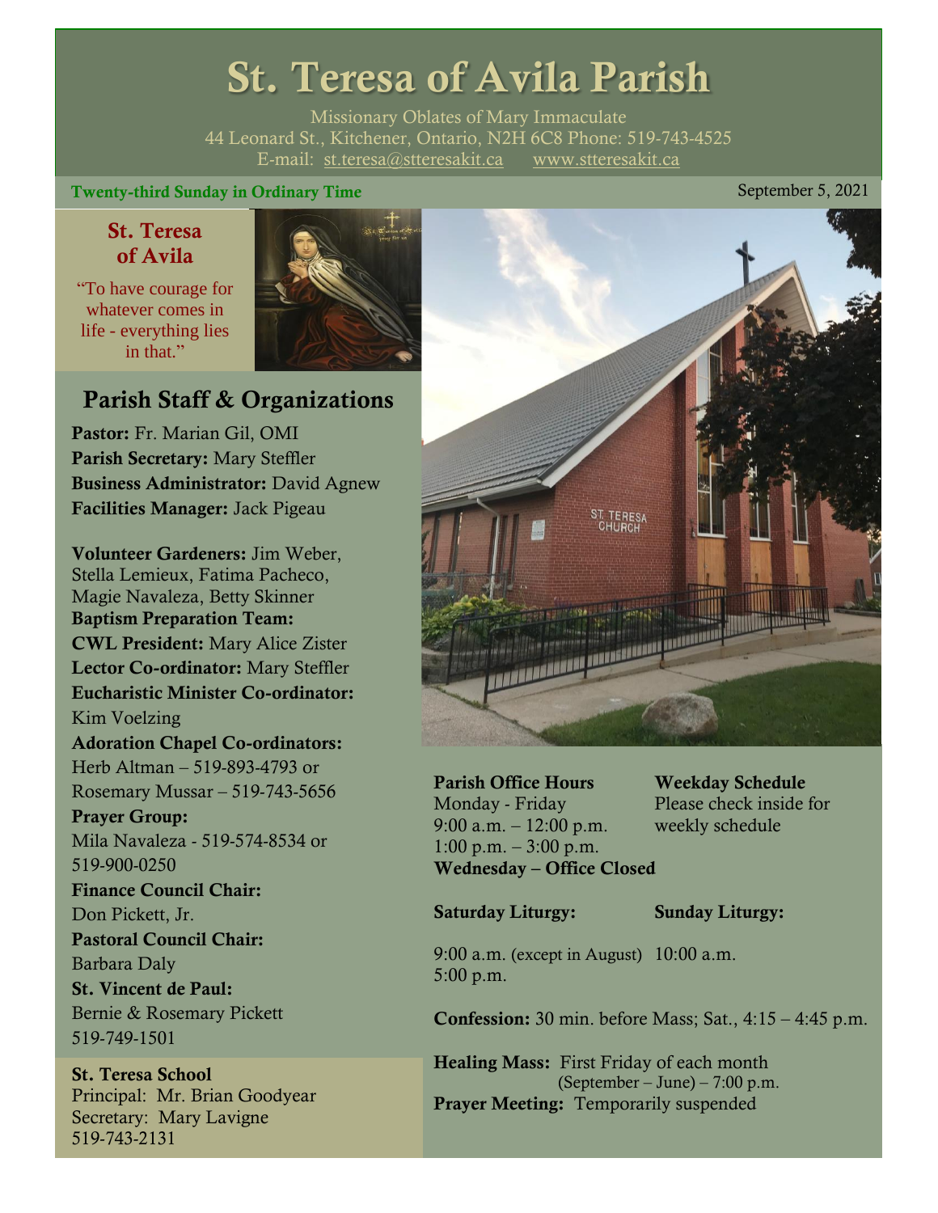# St. Teresa of Avila Parish

Missionary Oblates of Mary Immaculate
44 Leonard St., Kitchener, Ontario, N2H 6C8 Phone: 519-743-4525
E-mail: st.teresa@stteresakit.ca www.stteresakit.ca

**Twenty-third Sunday in Ordinary Time** September 5, 2021

### St. Teresa of Avila

"To have courage for whatever comes in life - everything lies in that."

## Parish Staff & Organizations

**Pastor:** Fr. Marian Gil, OMI
**Parish Secretary:** Mary Steffler
**Business Administrator:** David Agnew
**Facilities Manager:** Jack Pigeau

**Volunteer Gardeners:** Jim Weber, Stella Lemieux, Fatima Pacheco, Magie Navaleza, Betty Skinner
**Baptism Preparation Team:**
**CWL President:** Mary Alice Zister
**Lector Co-ordinator:** Mary Steffler
**Eucharistic Minister Co-ordinator:** Kim Voelzing
**Adoration Chapel Co-ordinators:** Herb Altman – 519-893-4793 or Rosemary Mussar – 519-743-5656
**Prayer Group:** Mila Navaleza - 519-574-8534 or 519-900-0250
**Finance Council Chair:** Don Pickett, Jr.
**Pastoral Council Chair:** Barbara Daly
**St. Vincent de Paul:** Bernie & Rosemary Pickett 519-749-1501

**St. Teresa School**
Principal: Mr. Brian Goodyear
Secretary: Mary Lavigne
519-743-2131

**Parish Office Hours**
Monday - Friday
9:00 a.m. – 12:00 p.m.
1:00 p.m. – 3:00 p.m.
**Wednesday – Office Closed**

**Weekday Schedule**
Please check inside for weekly schedule

**Saturday Liturgy:**
9:00 a.m. (except in August)
5:00 p.m.

**Sunday Liturgy:**
10:00 a.m.

**Confession:** 30 min. before Mass; Sat., 4:15 – 4:45 p.m.

**Healing Mass:** First Friday of each month (September – June) – 7:00 p.m.
**Prayer Meeting:** Temporarily suspended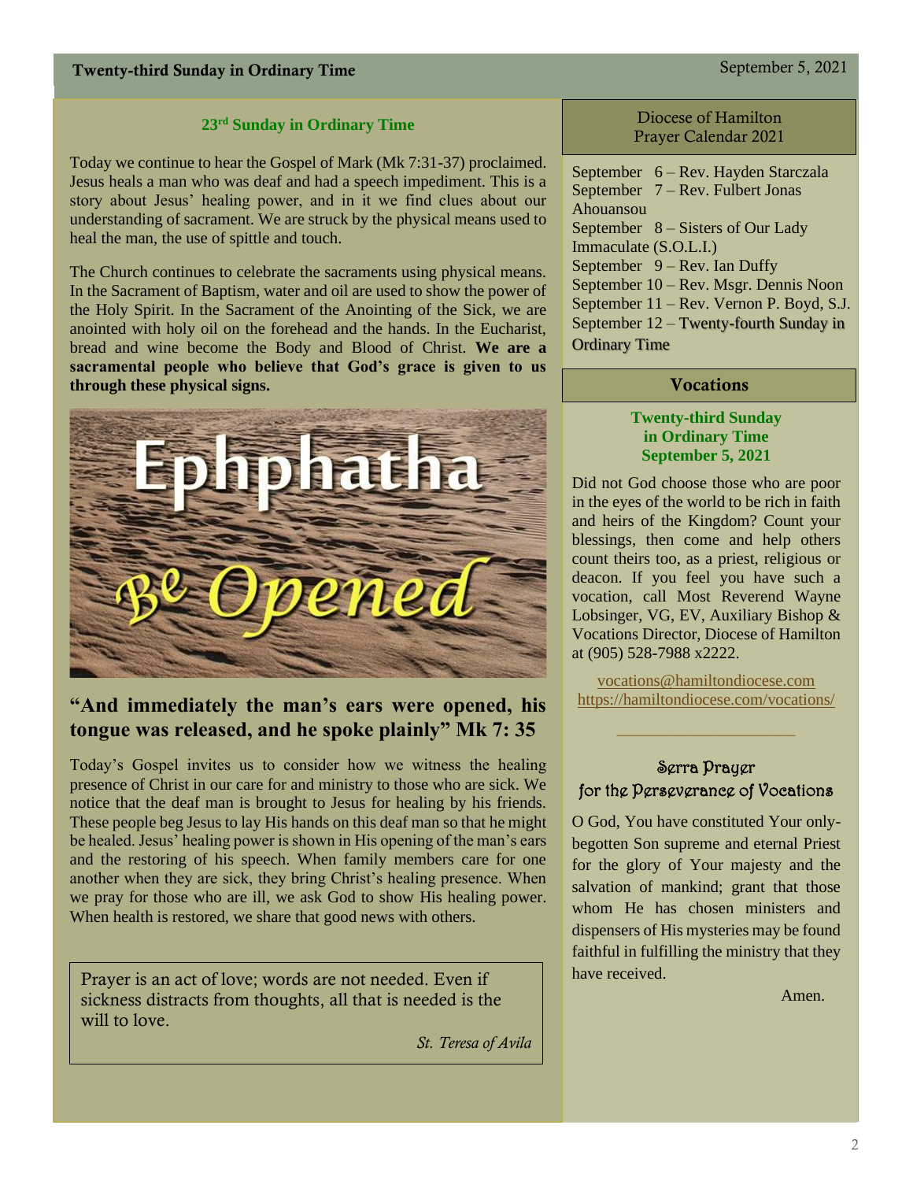## 23rd Sunday in Ordinary Time

Today we continue to hear the Gospel of Mark (Mk 7:31-37) proclaimed. Jesus heals a man who was deaf and had a speech impediment. This is a story about Jesus' healing power, and in it we find clues about our understanding of sacrament. We are struck by the physical means used to heal the man, the use of spittle and touch.

The Church continues to celebrate the sacraments using physical means. In the Sacrament of Baptism, water and oil are used to show the power of the Holy Spirit. In the Sacrament of the Anointing of the Sick, we are anointed with holy oil on the forehead and the hands. In the Eucharist, bread and wine become the Body and Blood of Christ. **We are a sacramental people who believe that God's grace is given to us through these physical signs.**

Ephphatha

Be Opened

### "And immediately the man's ears were opened, his tongue was released, and he spoke plainly" Mk 7: 35

Today's Gospel invites us to consider how we witness the healing presence of Christ in our care for and ministry to those who are sick. We notice that the deaf man is brought to Jesus for healing by his friends. These people beg Jesus to lay His hands on this deaf man so that he might be healed. Jesus' healing power is shown in His opening of the man's ears and the restoring of his speech. When family members care for one another when they are sick, they bring Christ's healing presence. When we pray for those who are ill, we ask God to show His healing power. When health is restored, we share that good news with others.

> Prayer is an act of love; words are not needed. Even if sickness distracts from thoughts, all that is needed is the will to love.
>
> *St. Teresa of Avila*

## Diocese of Hamilton Prayer Calendar 2021

September 6 – Rev. Hayden Starczala
September 7 – Rev. Fulbert Jonas Ahouansou
September 8 – Sisters of Our Lady Immaculate (S.O.L.I.)
September 9 – Rev. Ian Duffy
September 10 – Rev. Msgr. Dennis Noon
September 11 – Rev. Vernon P. Boyd, S.J.
September 12 – Twenty-fourth Sunday in Ordinary Time

## Vocations

**Twenty-third Sunday in Ordinary Time**
**September 5, 2021**

Did not God choose those who are poor in the eyes of the world to be rich in faith and heirs of the Kingdom? Count your blessings, then come and help others count theirs too, as a priest, religious or deacon. If you feel you have such a vocation, call Most Reverend Wayne Lobsinger, VG, EV, Auxiliary Bishop & Vocations Director, Diocese of Hamilton at (905) 528-7988 x2222.

vocations@hamiltondiocese.com
https://hamiltondiocese.com/vocations/

### Serra Prayer for the Perseverance of Vocations

O God, You have constituted Your only-begotten Son supreme and eternal Priest for the glory of Your majesty and the salvation of mankind; grant that those whom He has chosen ministers and dispensers of His mysteries may be found faithful in fulfilling the ministry that they have received.

Amen.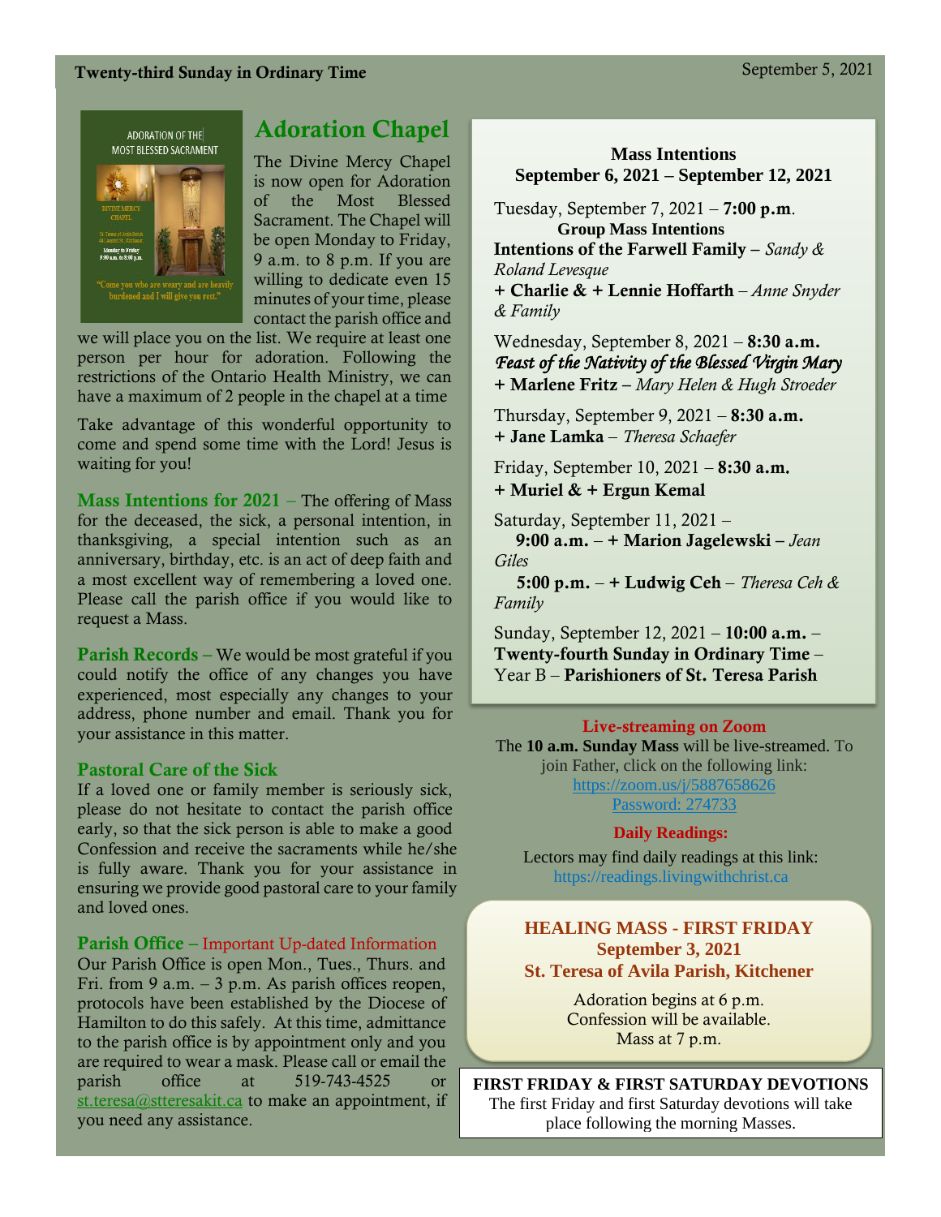Twenty-third Sunday in Ordinary Time

September 5, 2021

ADORATION OF THE MOST BLESSED SACRAMENT

DIVINE MERCY CHAPEL

St. Teresa of Avila Parish
44 Lancaster St. W., Kitchener

Monday to Friday
9:00 a.m. to 8:00 p.m.

"Come you who are weary and are heavily burdened and I will give you rest."

## Adoration Chapel

The Divine Mercy Chapel is now open for Adoration of the Most Blessed Sacrament. The Chapel will be open Monday to Friday, 9 a.m. to 8 p.m. If you are willing to dedicate even 15 minutes of your time, please contact the parish office and we will place you on the list. We require at least one person per hour for adoration. Following the restrictions of the Ontario Health Ministry, we can have a maximum of 2 people in the chapel at a time

Take advantage of this wonderful opportunity to come and spend some time with the Lord! Jesus is waiting for you!

**Mass Intentions for 2021** – The offering of Mass for the deceased, the sick, a personal intention, in thanksgiving, a special intention such as an anniversary, birthday, etc. is an act of deep faith and a most excellent way of remembering a loved one. Please call the parish office if you would like to request a Mass.

**Parish Records** – We would be most grateful if you could notify the office of any changes you have experienced, most especially any changes to your address, phone number and email. Thank you for your assistance in this matter.

### Pastoral Care of the Sick

If a loved one or family member is seriously sick, please do not hesitate to contact the parish office early, so that the sick person is able to make a good Confession and receive the sacraments while he/she is fully aware. Thank you for your assistance in ensuring we provide good pastoral care to your family and loved ones.

**Parish Office** – Important Up-dated Information

Our Parish Office is open Mon., Tues., Thurs. and Fri. from 9 a.m. – 3 p.m. As parish offices reopen, protocols have been established by the Diocese of Hamilton to do this safely. At this time, admittance to the parish office is by appointment only and you are required to wear a mask. Please call or email the parish office at 519-743-4525 or st.teresa@stteresakit.ca to make an appointment, if you need any assistance.

### Mass Intentions
### September 6, 2021 – September 12, 2021

Tuesday, September 7, 2021 – **7:00 p.m**.
**Group Mass Intentions**
**Intentions of the Farwell Family** – *Sandy & Roland Levesque*
**+ Charlie & + Lennie Hoffarth** – *Anne Snyder & Family*

Wednesday, September 8, 2021 – **8:30 a.m.**
***Feast of the Nativity of the Blessed Virgin Mary***
**+ Marlene Fritz** – *Mary Helen & Hugh Stroeder*

Thursday, September 9, 2021 – **8:30 a.m.**
**+ Jane Lamka** – *Theresa Schaefer*

Friday, September 10, 2021 – **8:30 a.m.**
**+ Muriel & + Ergun Kemal**

Saturday, September 11, 2021 –
**9:00 a.m.** – **+ Marion Jagelewski** – *Jean Giles*
**5:00 p.m.** – **+ Ludwig Ceh** – *Theresa Ceh & Family*

Sunday, September 12, 2021 – **10:00 a.m.** – **Twenty-fourth Sunday in Ordinary Time** – Year B – **Parishioners of St. Teresa Parish**

**Live-streaming on Zoom**

The **10 a.m. Sunday Mass** will be live-streamed. To join Father, click on the following link:
https://zoom.us/j/5887658626
Password: 274733

**Daily Readings:**

Lectors may find daily readings at this link:
https://readings.livingwithchrist.ca

**HEALING MASS - FIRST FRIDAY**
**September 3, 2021**
**St. Teresa of Avila Parish, Kitchener**

Adoration begins at 6 p.m.
Confession will be available.
Mass at 7 p.m.

**FIRST FRIDAY & FIRST SATURDAY DEVOTIONS**

The first Friday and first Saturday devotions will take place following the morning Masses.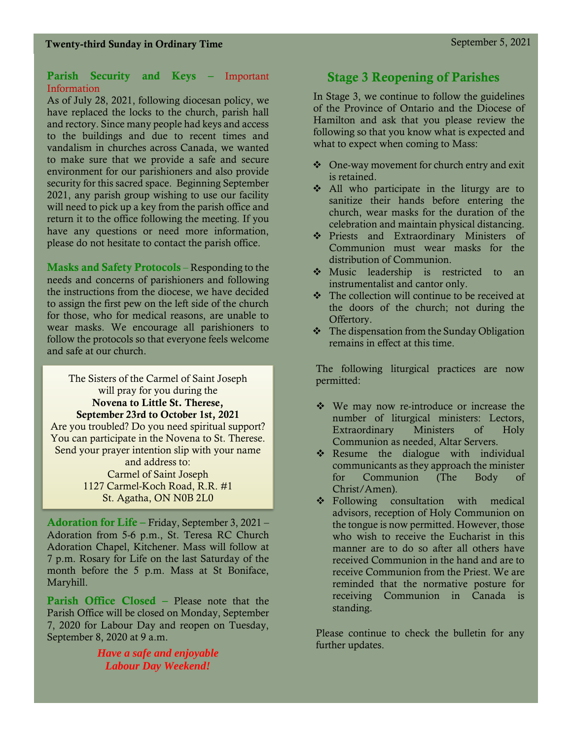**Parish Security and Keys** – Important Information

As of July 28, 2021, following diocesan policy, we have replaced the locks to the church, parish hall and rectory. Since many people had keys and access to the buildings and due to recent times and vandalism in churches across Canada, we wanted to make sure that we provide a safe and secure environment for our parishioners and also provide security for this sacred space. Beginning September 2021, any parish group wishing to use our facility will need to pick up a key from the parish office and return it to the office following the meeting. If you have any questions or need more information, please do not hesitate to contact the parish office.

**Masks and Safety Protocols** – Responding to the needs and concerns of parishioners and following the instructions from the diocese, we have decided to assign the first pew on the left side of the church for those, who for medical reasons, are unable to wear masks. We encourage all parishioners to follow the protocols so that everyone feels welcome and safe at our church.

The Sisters of the Carmel of Saint Joseph will pray for you during the **Novena to Little St. Therese, September 23rd to October 1st, 2021**

Are you troubled? Do you need spiritual support? You can participate in the Novena to St. Therese. Send your prayer intention slip with your name and address to:

Carmel of Saint Joseph
1127 Carmel-Koch Road, R.R. #1
St. Agatha, ON N0B 2L0

**Adoration for Life** – Friday, September 3, 2021 – Adoration from 5-6 p.m., St. Teresa RC Church Adoration Chapel, Kitchener. Mass will follow at 7 p.m. Rosary for Life on the last Saturday of the month before the 5 p.m. Mass at St Boniface, Maryhill.

**Parish Office Closed** – Please note that the Parish Office will be closed on Monday, September 7, 2020 for Labour Day and reopen on Tuesday, September 8, 2020 at 9 a.m.

***Have a safe and enjoyable Labour Day Weekend!***

## Stage 3 Reopening of Parishes

In Stage 3, we continue to follow the guidelines of the Province of Ontario and the Diocese of Hamilton and ask that you please review the following so that you know what is expected and what to expect when coming to Mass:

- One-way movement for church entry and exit is retained.
- All who participate in the liturgy are to sanitize their hands before entering the church, wear masks for the duration of the celebration and maintain physical distancing.
- Priests and Extraordinary Ministers of Communion must wear masks for the distribution of Communion.
- Music leadership is restricted to an instrumentalist and cantor only.
- The collection will continue to be received at the doors of the church; not during the Offertory.
- The dispensation from the Sunday Obligation remains in effect at this time.

The following liturgical practices are now permitted:

- We may now re-introduce or increase the number of liturgical ministers: Lectors, Extraordinary Ministers of Holy Communion as needed, Altar Servers.
- Resume the dialogue with individual communicants as they approach the minister for Communion (The Body of Christ/Amen).
- Following consultation with medical advisors, reception of Holy Communion on the tongue is now permitted. However, those who wish to receive the Eucharist in this manner are to do so after all others have received Communion in the hand and are to receive Communion from the Priest. We are reminded that the normative posture for receiving Communion in Canada is standing.

Please continue to check the bulletin for any further updates.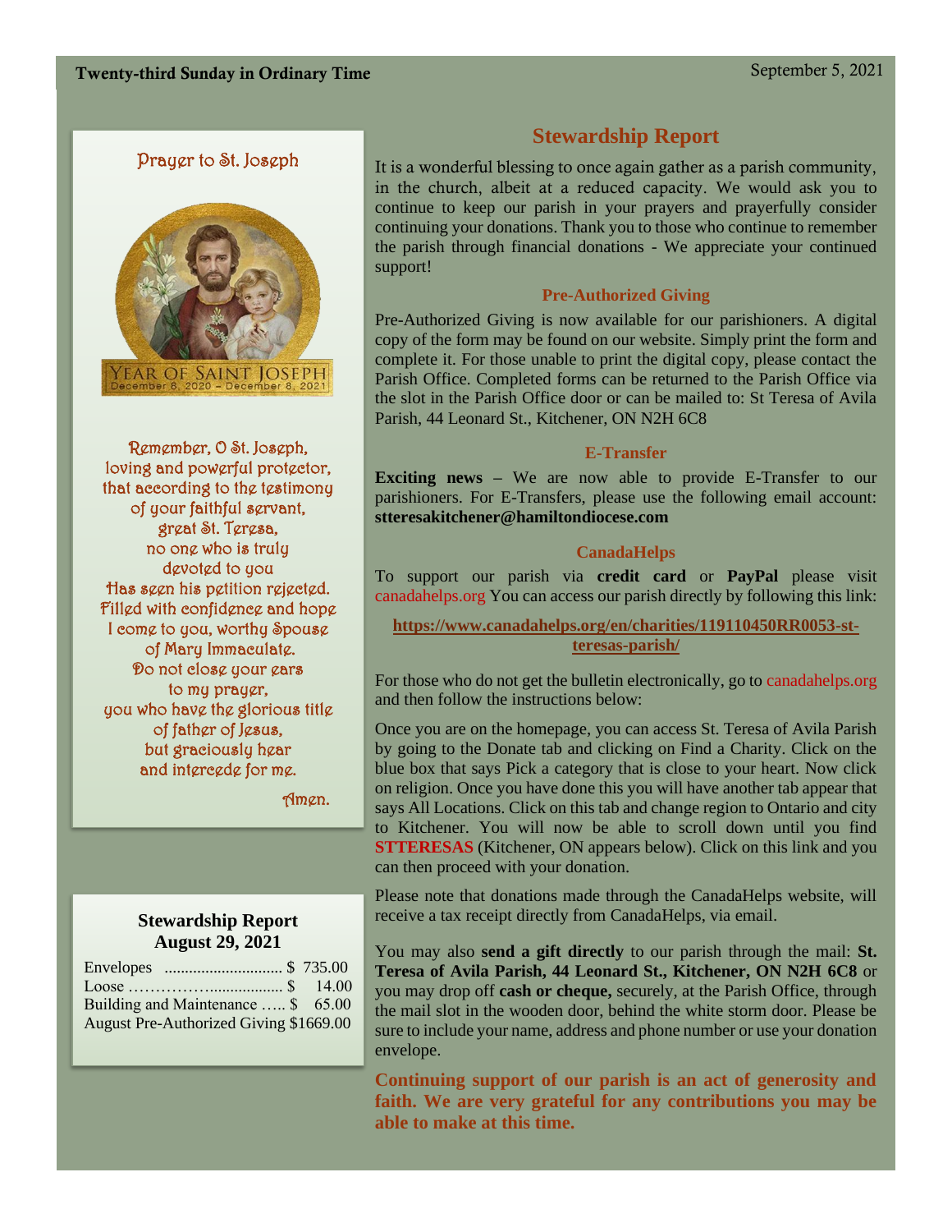Twenty-third Sunday in Ordinary Time

September 5, 2021

## Prayer to St. Joseph

YEAR OF SAINT JOSEPH
December 8, 2020 – December 8, 2021

Remember, O St. Joseph,
loving and powerful protector,
that according to the testimony
of your faithful servant,
great St. Teresa,
no one who is truly
devoted to you
Has seen his petition rejected.
Filled with confidence and hope
I come to you, worthy Spouse
of Mary Immaculate.
Do not close your ears
to my prayer,
you who have the glorious title
of father of Jesus,
but graciously hear
and intercede for me.

Amen.

### Stewardship Report
### August 29, 2021

| | |
|---|---|
| Envelopes ............................ | $ 735.00 |
| Loose ……………................. | $ 14.00 |
| Building and Maintenance ….. | $ 65.00 |
| August Pre-Authorized Giving | $1669.00 |

## Stewardship Report

It is a wonderful blessing to once again gather as a parish community, in the church, albeit at a reduced capacity. We would ask you to continue to keep our parish in your prayers and prayerfully consider continuing your donations. Thank you to those who continue to remember the parish through financial donations - We appreciate your continued support!

### Pre-Authorized Giving

Pre-Authorized Giving is now available for our parishioners. A digital copy of the form may be found on our website. Simply print the form and complete it. For those unable to print the digital copy, please contact the Parish Office. Completed forms can be returned to the Parish Office via the slot in the Parish Office door or can be mailed to: St Teresa of Avila Parish, 44 Leonard St., Kitchener, ON N2H 6C8

### E-Transfer

**Exciting news** – We are now able to provide E-Transfer to our parishioners. For E-Transfers, please use the following email account: **stteresakitchener@hamiltondiocese.com**

### CanadaHelps

To support our parish via **credit card** or **PayPal** please visit canadahelps.org You can access our parish directly by following this link:

**https://www.canadahelps.org/en/charities/119110450RR0053-st-teresas-parish/**

For those who do not get the bulletin electronically, go to canadahelps.org and then follow the instructions below:

Once you are on the homepage, you can access St. Teresa of Avila Parish by going to the Donate tab and clicking on Find a Charity. Click on the blue box that says Pick a category that is close to your heart. Now click on religion. Once you have done this you will have another tab appear that says All Locations. Click on this tab and change region to Ontario and city to Kitchener. You will now be able to scroll down until you find **STTERESAS** (Kitchener, ON appears below). Click on this link and you can then proceed with your donation.

Please note that donations made through the CanadaHelps website, will receive a tax receipt directly from CanadaHelps, via email.

You may also **send a gift directly** to our parish through the mail: **St. Teresa of Avila Parish, 44 Leonard St., Kitchener, ON N2H 6C8** or you may drop off **cash or cheque,** securely, at the Parish Office, through the mail slot in the wooden door, behind the white storm door. Please be sure to include your name, address and phone number or use your donation envelope.

**Continuing support of our parish is an act of generosity and faith. We are very grateful for any contributions you may be able to make at this time.**